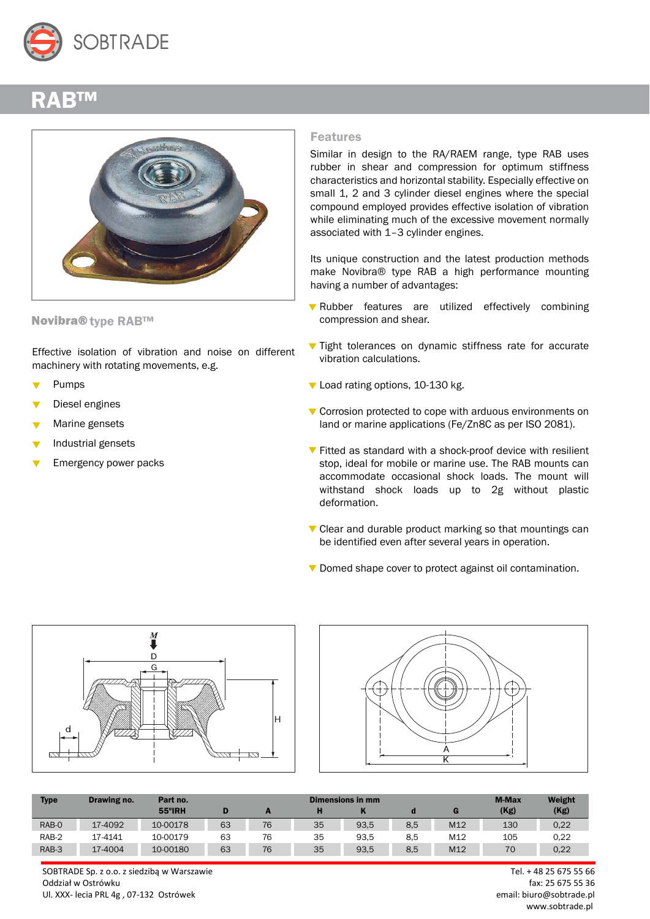# RAB™

## Novibra® type RAB™

Effective isolation of vibration and noise on different machinery with rotating movements, e.g.

- Pumps
- Diesel engines
- Marine gensets
- Industrial gensets
- Emergency power packs

## Features

Similar in design to the RA/RAEM range, type RAB uses rubber in shear and compression for optimum stiffness characteristics and horizontal stability. Especially effective on small 1, 2 and 3 cylinder diesel engines where the special compound employed provides effective isolation of vibration while eliminating much of the excessive movement normally associated with 1–3 cylinder engines.

Its unique construction and the latest production methods make Novibra® type RAB a high performance mounting having a number of advantages:

- Rubber features are utilized effectively combining compression and shear.
- Tight tolerances on dynamic stiffness rate for accurate vibration calculations.
- Load rating options, 10-130 kg.
- Corrosion protected to cope with arduous environments on land or marine applications (Fe/Zn8C as per ISO 2081).
- Fitted as standard with a shock-proof device with resilient stop, ideal for mobile or marine use. The RAB mounts can accommodate occasional shock loads. The mount will withstand shock loads up to 2g without plastic deformation.
- Clear and durable product marking so that mountings can be identified even after several years in operation.
- Domed shape cover to protect against oil contamination.

| Type | Drawing no. | Part no. 55°IRH | Dimensions in mm | | | | | | M-Max | Weight |
|---|---|---|---|---|---|---|---|---|---|---|
| | | | D | A | H | K | d | G | (Kg) | (Kg) |
| RAB-0 | 17-4092 | 10-00178 | 63 | 76 | 35 | 93,5 | 8,5 | M12 | 130 | 0,22 |
| RAB-2 | 17-4141 | 10-00179 | 63 | 76 | 35 | 93,5 | 8,5 | M12 | 105 | 0,22 |
| RAB-3 | 17-4004 | 10-00180 | 63 | 76 | 35 | 93,5 | 8,5 | M12 | 70 | 0,22 |

SOBTRADE Sp. z o.o. z siedzibą w Warszawie
Oddział w Ostrówku
Ul. XXX- lecia PRL 4g , 07-132 Ostrówek

Tel. + 48 25 675 55 66
fax: 25 675 55 36
email: biuro@sobtrade.pl
www.sobtrade.pl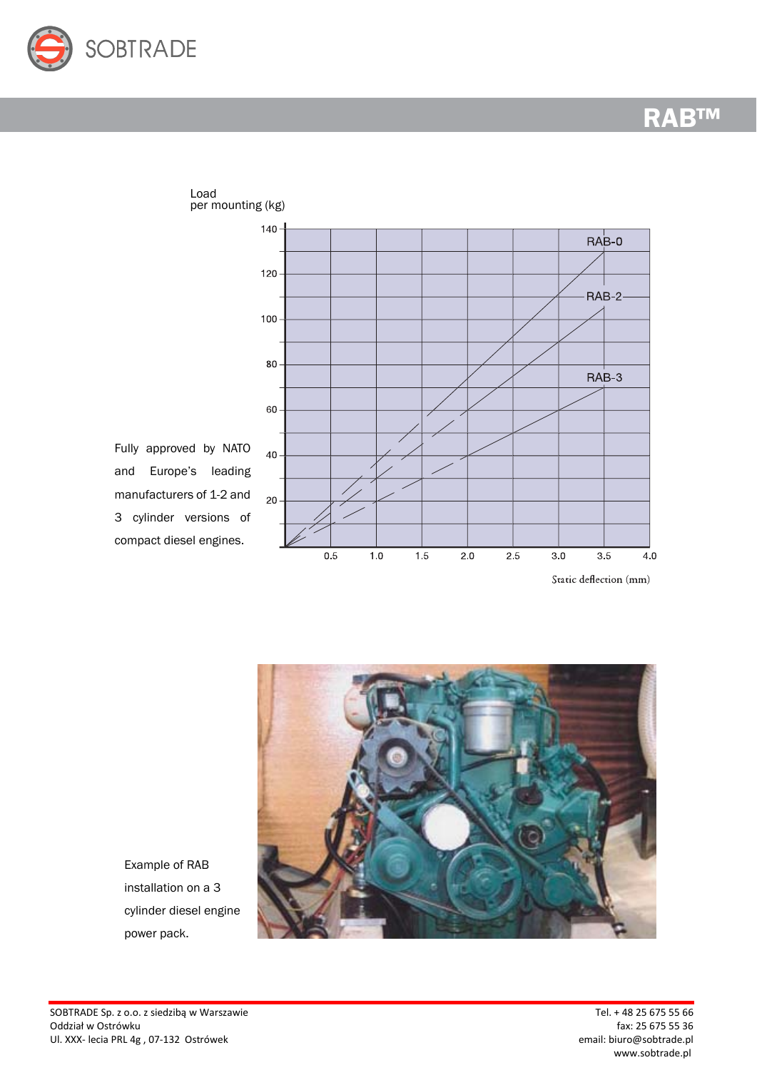# RAB™

Load per mounting (kg)

140
120
100
80
60
40
20

0.5
1.0
1.5
2.0
2.5
3.0
3.5
4.0

Static deflection (mm)

RAB-0
RAB-2
RAB-3

Fully approved by NATO and Europe's leading manufacturers of 1-2 and 3 cylinder versions of compact diesel engines.

Example of RAB installation on a 3 cylinder diesel engine power pack.

SOBTRADE Sp. z o.o. z siedzibą w Warszawie
Oddział w Ostrówku
Ul. XXX- lecia PRL 4g , 07-132 Ostrówek

Tel. + 48 25 675 55 66
fax: 25 675 55 36
email: biuro@sobtrade.pl
www.sobtrade.pl